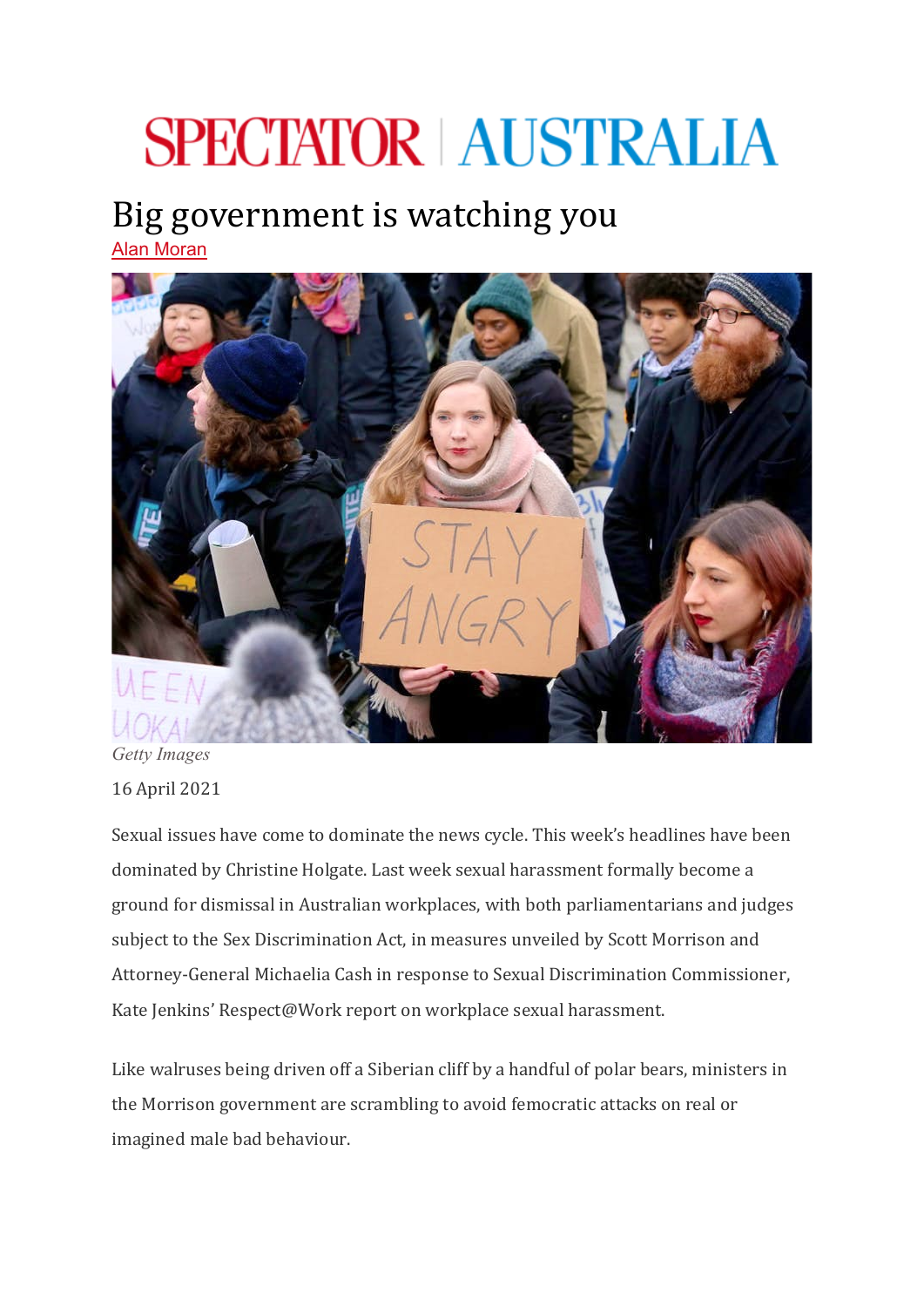SPECTATOR | AUSTRALIA

# Big government is watching you

Alan Moran

Getty Images

16 April 2021

Sexual issues have come to dominate the news cycle. This week's headlines have been dominated by Christine Holgate. Last week sexual harassment formally become a ground for dismissal in Australian workplaces, with both parliamentarians and judges subject to the Sex Discrimination Act, in measures unveiled by Scott Morrison and Attorney-General Michaelia Cash in response to Sexual Discrimination Commissioner, Kate Jenkins' Respect@Work report on workplace sexual harassment.

Like walruses being driven off a Siberian cliff by a handful of polar bears, ministers in the Morrison government are scrambling to avoid femocratic attacks on real or imagined male bad behaviour.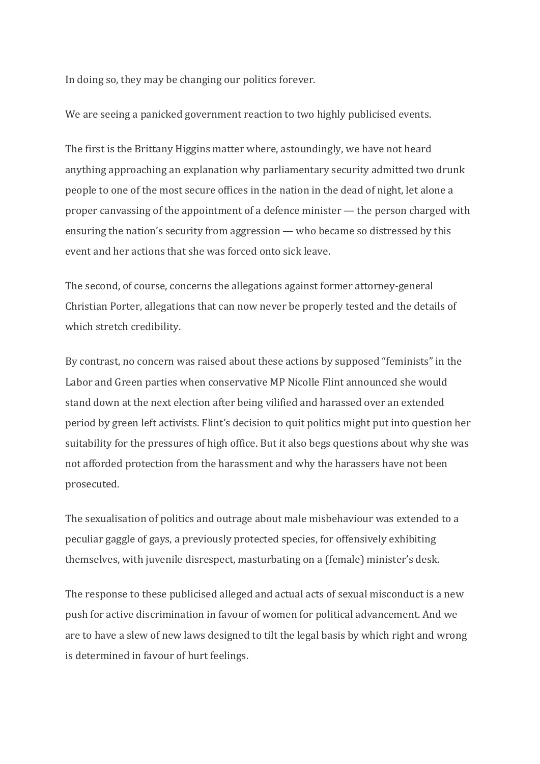In doing so, they may be changing our politics forever.

We are seeing a panicked government reaction to two highly publicised events.

The first is the Brittany Higgins matter where, astoundingly, we have not heard anything approaching an explanation why parliamentary security admitted two drunk people to one of the most secure offices in the nation in the dead of night, let alone a proper canvassing of the appointment of a defence minister — the person charged with ensuring the nation's security from aggression — who became so distressed by this event and her actions that she was forced onto sick leave.

The second, of course, concerns the allegations against former attorney-general Christian Porter, allegations that can now never be properly tested and the details of which stretch credibility.

By contrast, no concern was raised about these actions by supposed "feminists" in the Labor and Green parties when conservative MP Nicolle Flint announced she would stand down at the next election after being vilified and harassed over an extended period by green left activists. Flint's decision to quit politics might put into question her suitability for the pressures of high office. But it also begs questions about why she was not afforded protection from the harassment and why the harassers have not been prosecuted.

The sexualisation of politics and outrage about male misbehaviour was extended to a peculiar gaggle of gays, a previously protected species, for offensively exhibiting themselves, with juvenile disrespect, masturbating on a (female) minister's desk.

The response to these publicised alleged and actual acts of sexual misconduct is a new push for active discrimination in favour of women for political advancement. And we are to have a slew of new laws designed to tilt the legal basis by which right and wrong is determined in favour of hurt feelings.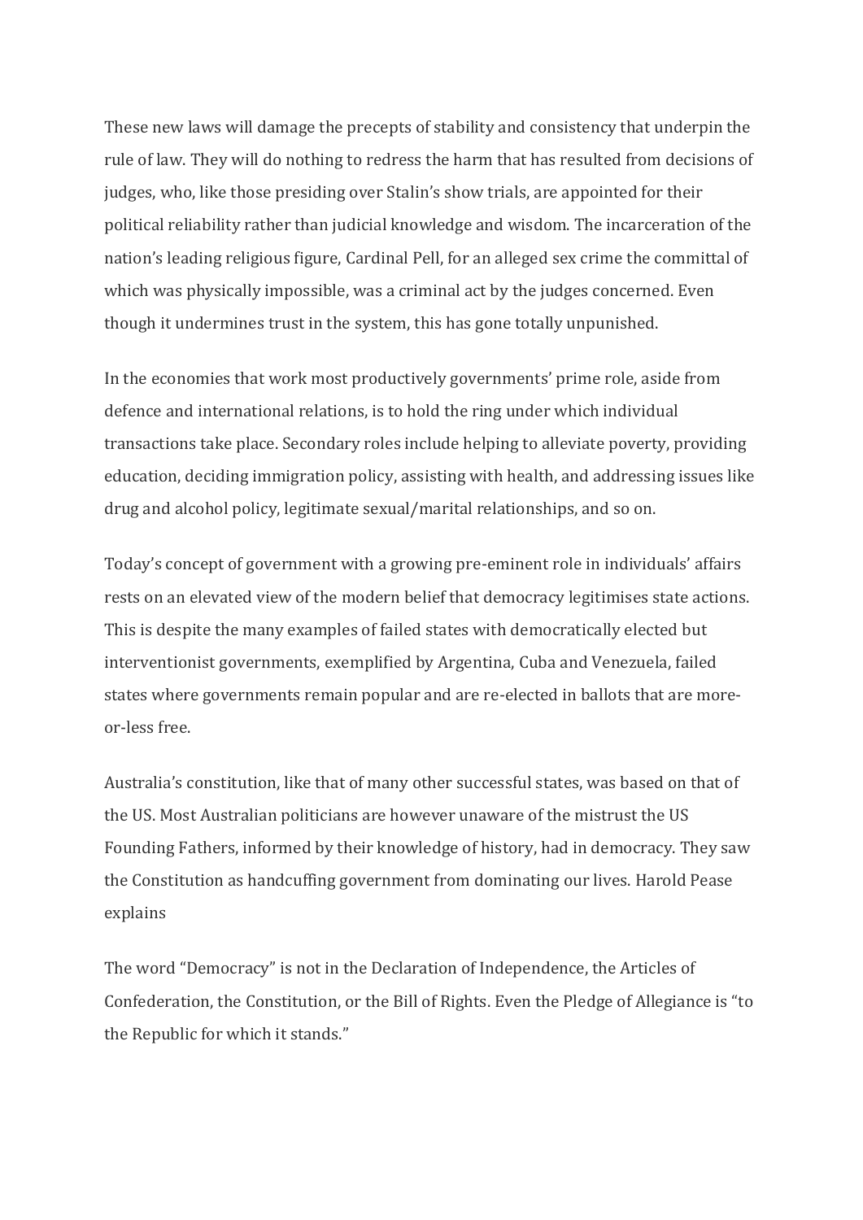These new laws will damage the precepts of stability and consistency that underpin the rule of law. They will do nothing to redress the harm that has resulted from decisions of judges, who, like those presiding over Stalin's show trials, are appointed for their political reliability rather than judicial knowledge and wisdom. The incarceration of the nation's leading religious figure, Cardinal Pell, for an alleged sex crime the committal of which was physically impossible, was a criminal act by the judges concerned. Even though it undermines trust in the system, this has gone totally unpunished.

In the economies that work most productively governments' prime role, aside from defence and international relations, is to hold the ring under which individual transactions take place. Secondary roles include helping to alleviate poverty, providing education, deciding immigration policy, assisting with health, and addressing issues like drug and alcohol policy, legitimate sexual/marital relationships, and so on.

Today's concept of government with a growing pre-eminent role in individuals' affairs rests on an elevated view of the modern belief that democracy legitimises state actions. This is despite the many examples of failed states with democratically elected but interventionist governments, exemplified by Argentina, Cuba and Venezuela, failed states where governments remain popular and are re-elected in ballots that are more-or-less free.

Australia's constitution, like that of many other successful states, was based on that of the US. Most Australian politicians are however unaware of the mistrust the US Founding Fathers, informed by their knowledge of history, had in democracy. They saw the Constitution as handcuffing government from dominating our lives. Harold Pease explains

The word "Democracy" is not in the Declaration of Independence, the Articles of Confederation, the Constitution, or the Bill of Rights. Even the Pledge of Allegiance is "to the Republic for which it stands."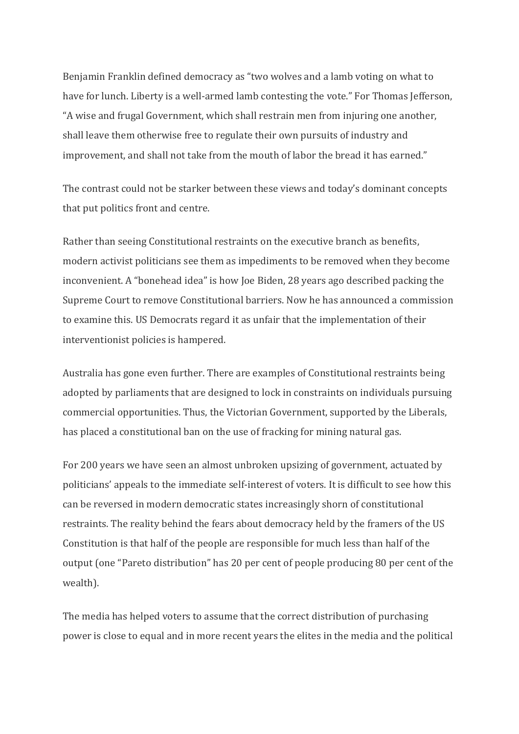Benjamin Franklin defined democracy as “two wolves and a lamb voting on what to have for lunch. Liberty is a well-armed lamb contesting the vote.” For Thomas Jefferson, “A wise and frugal Government, which shall restrain men from injuring one another, shall leave them otherwise free to regulate their own pursuits of industry and improvement, and shall not take from the mouth of labor the bread it has earned.”

The contrast could not be starker between these views and today’s dominant concepts that put politics front and centre.

Rather than seeing Constitutional restraints on the executive branch as benefits, modern activist politicians see them as impediments to be removed when they become inconvenient. A “bonehead idea” is how Joe Biden, 28 years ago described packing the Supreme Court to remove Constitutional barriers. Now he has announced a commission to examine this. US Democrats regard it as unfair that the implementation of their interventionist policies is hampered.

Australia has gone even further. There are examples of Constitutional restraints being adopted by parliaments that are designed to lock in constraints on individuals pursuing commercial opportunities. Thus, the Victorian Government, supported by the Liberals, has placed a constitutional ban on the use of fracking for mining natural gas.

For 200 years we have seen an almost unbroken upsizing of government, actuated by politicians’ appeals to the immediate self-interest of voters. It is difficult to see how this can be reversed in modern democratic states increasingly shorn of constitutional restraints. The reality behind the fears about democracy held by the framers of the US Constitution is that half of the people are responsible for much less than half of the output (one “Pareto distribution” has 20 per cent of people producing 80 per cent of the wealth).

The media has helped voters to assume that the correct distribution of purchasing power is close to equal and in more recent years the elites in the media and the political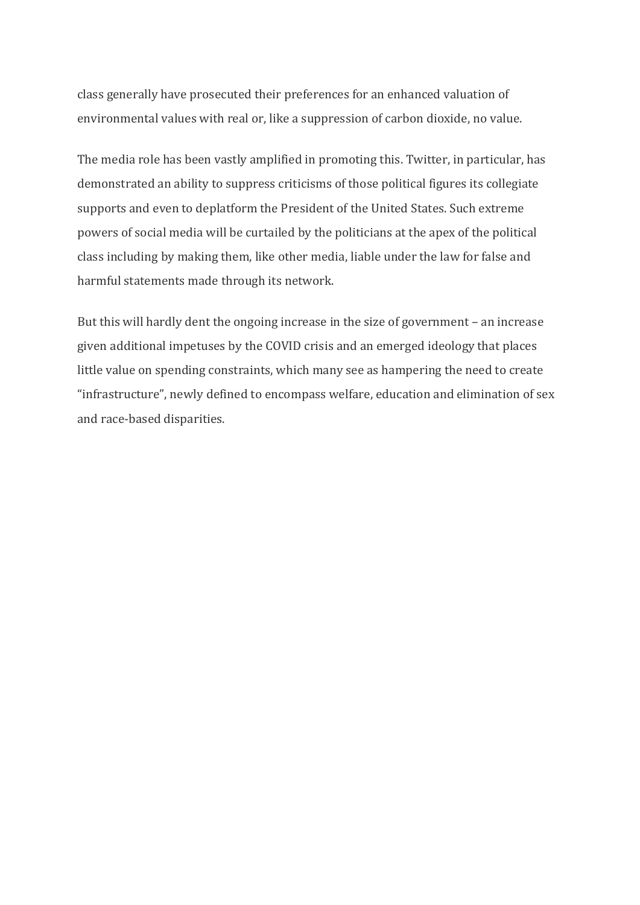class generally have prosecuted their preferences for an enhanced valuation of environmental values with real or, like a suppression of carbon dioxide, no value.

The media role has been vastly amplified in promoting this. Twitter, in particular, has demonstrated an ability to suppress criticisms of those political figures its collegiate supports and even to deplatform the President of the United States. Such extreme powers of social media will be curtailed by the politicians at the apex of the political class including by making them, like other media, liable under the law for false and harmful statements made through its network.

But this will hardly dent the ongoing increase in the size of government – an increase given additional impetuses by the COVID crisis and an emerged ideology that places little value on spending constraints, which many see as hampering the need to create "infrastructure", newly defined to encompass welfare, education and elimination of sex and race-based disparities.